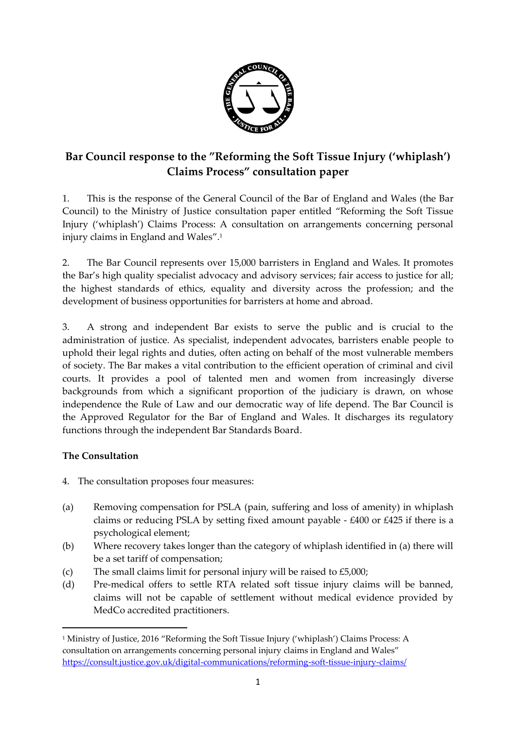# Bar Council response to the "Reforming the Soft Tissue Injury ('whiplash') Claims Process" consultation paper

1. This is the response of the General Council of the Bar of England and Wales (the Bar Council) to the Ministry of Justice consultation paper entitled "Reforming the Soft Tissue Injury ('whiplash') Claims Process: A consultation on arrangements concerning personal injury claims in England and Wales".[1]

2. The Bar Council represents over 15,000 barristers in England and Wales. It promotes the Bar's high quality specialist advocacy and advisory services; fair access to justice for all; the highest standards of ethics, equality and diversity across the profession; and the development of business opportunities for barristers at home and abroad.

3. A strong and independent Bar exists to serve the public and is crucial to the administration of justice. As specialist, independent advocates, barristers enable people to uphold their legal rights and duties, often acting on behalf of the most vulnerable members of society. The Bar makes a vital contribution to the efficient operation of criminal and civil courts. It provides a pool of talented men and women from increasingly diverse backgrounds from which a significant proportion of the judiciary is drawn, on whose independence the Rule of Law and our democratic way of life depend. The Bar Council is the Approved Regulator for the Bar of England and Wales. It discharges its regulatory functions through the independent Bar Standards Board.

## The Consultation

4. The consultation proposes four measures:

(a) Removing compensation for PSLA (pain, suffering and loss of amenity) in whiplash claims or reducing PSLA by setting fixed amount payable - £400 or £425 if there is a psychological element;

(b) Where recovery takes longer than the category of whiplash identified in (a) there will be a set tariff of compensation;

(c) The small claims limit for personal injury will be raised to £5,000;

(d) Pre-medical offers to settle RTA related soft tissue injury claims will be banned, claims will not be capable of settlement without medical evidence provided by MedCo accredited practitioners.

---

[1] Ministry of Justice, 2016 "Reforming the Soft Tissue Injury ('whiplash') Claims Process: A consultation on arrangements concerning personal injury claims in England and Wales" https://consult.justice.gov.uk/digital-communications/reforming-soft-tissue-injury-claims/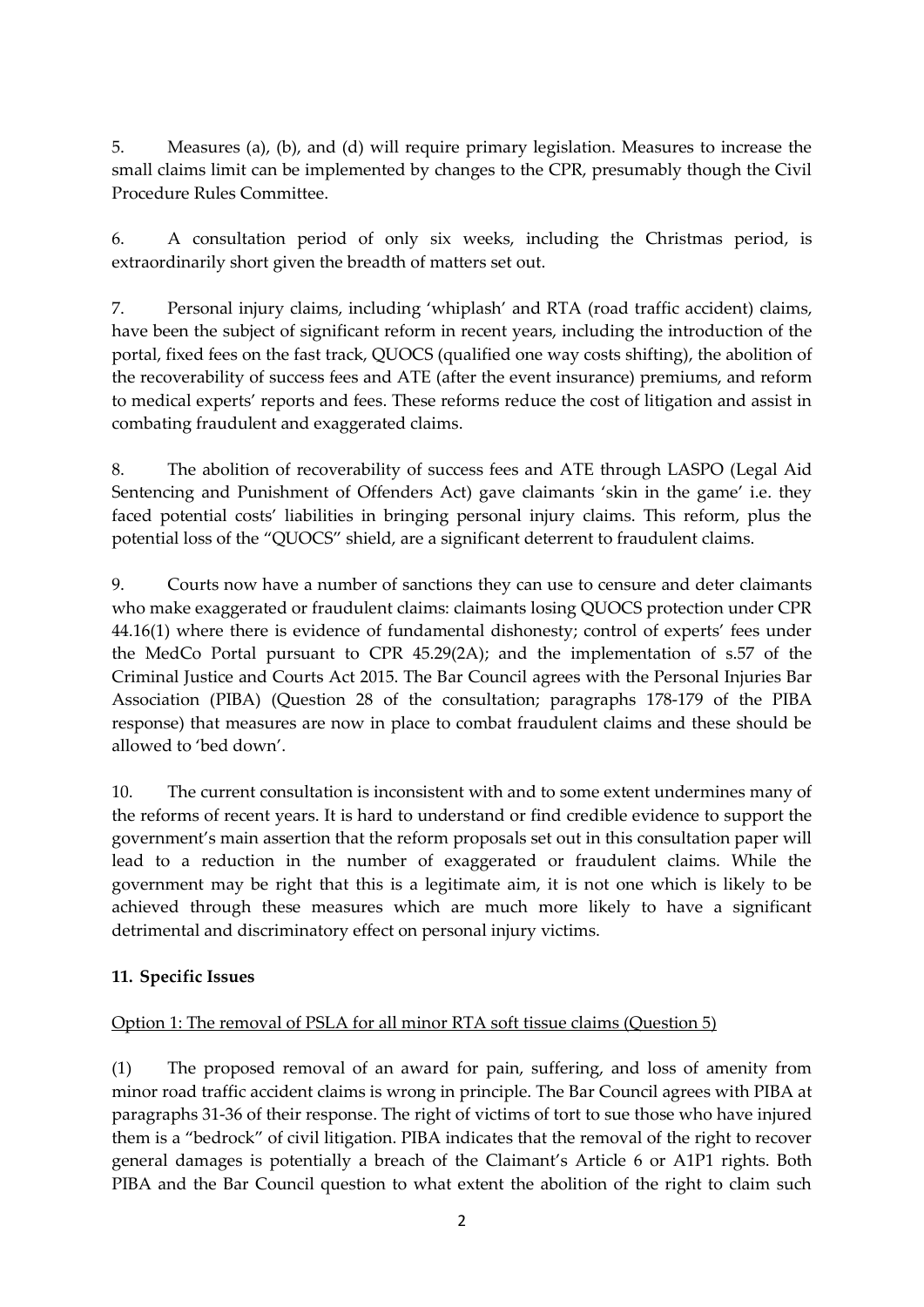5. Measures (a), (b), and (d) will require primary legislation. Measures to increase the small claims limit can be implemented by changes to the CPR, presumably though the Civil Procedure Rules Committee.

6. A consultation period of only six weeks, including the Christmas period, is extraordinarily short given the breadth of matters set out.

7. Personal injury claims, including 'whiplash' and RTA (road traffic accident) claims, have been the subject of significant reform in recent years, including the introduction of the portal, fixed fees on the fast track, QUOCS (qualified one way costs shifting), the abolition of the recoverability of success fees and ATE (after the event insurance) premiums, and reform to medical experts' reports and fees. These reforms reduce the cost of litigation and assist in combating fraudulent and exaggerated claims.

8. The abolition of recoverability of success fees and ATE through LASPO (Legal Aid Sentencing and Punishment of Offenders Act) gave claimants 'skin in the game' i.e. they faced potential costs' liabilities in bringing personal injury claims. This reform, plus the potential loss of the "QUOCS" shield, are a significant deterrent to fraudulent claims.

9. Courts now have a number of sanctions they can use to censure and deter claimants who make exaggerated or fraudulent claims: claimants losing QUOCS protection under CPR 44.16(1) where there is evidence of fundamental dishonesty; control of experts' fees under the MedCo Portal pursuant to CPR 45.29(2A); and the implementation of s.57 of the Criminal Justice and Courts Act 2015. The Bar Council agrees with the Personal Injuries Bar Association (PIBA) (Question 28 of the consultation; paragraphs 178-179 of the PIBA response) that measures are now in place to combat fraudulent claims and these should be allowed to 'bed down'.

10. The current consultation is inconsistent with and to some extent undermines many of the reforms of recent years. It is hard to understand or find credible evidence to support the government's main assertion that the reform proposals set out in this consultation paper will lead to a reduction in the number of exaggerated or fraudulent claims. While the government may be right that this is a legitimate aim, it is not one which is likely to be achieved through these measures which are much more likely to have a significant detrimental and discriminatory effect on personal injury victims.

**11. Specific Issues**

Option 1: The removal of PSLA for all minor RTA soft tissue claims (Question 5)

(1) The proposed removal of an award for pain, suffering, and loss of amenity from minor road traffic accident claims is wrong in principle. The Bar Council agrees with PIBA at paragraphs 31-36 of their response. The right of victims of tort to sue those who have injured them is a "bedrock" of civil litigation. PIBA indicates that the removal of the right to recover general damages is potentially a breach of the Claimant's Article 6 or A1P1 rights. Both PIBA and the Bar Council question to what extent the abolition of the right to claim such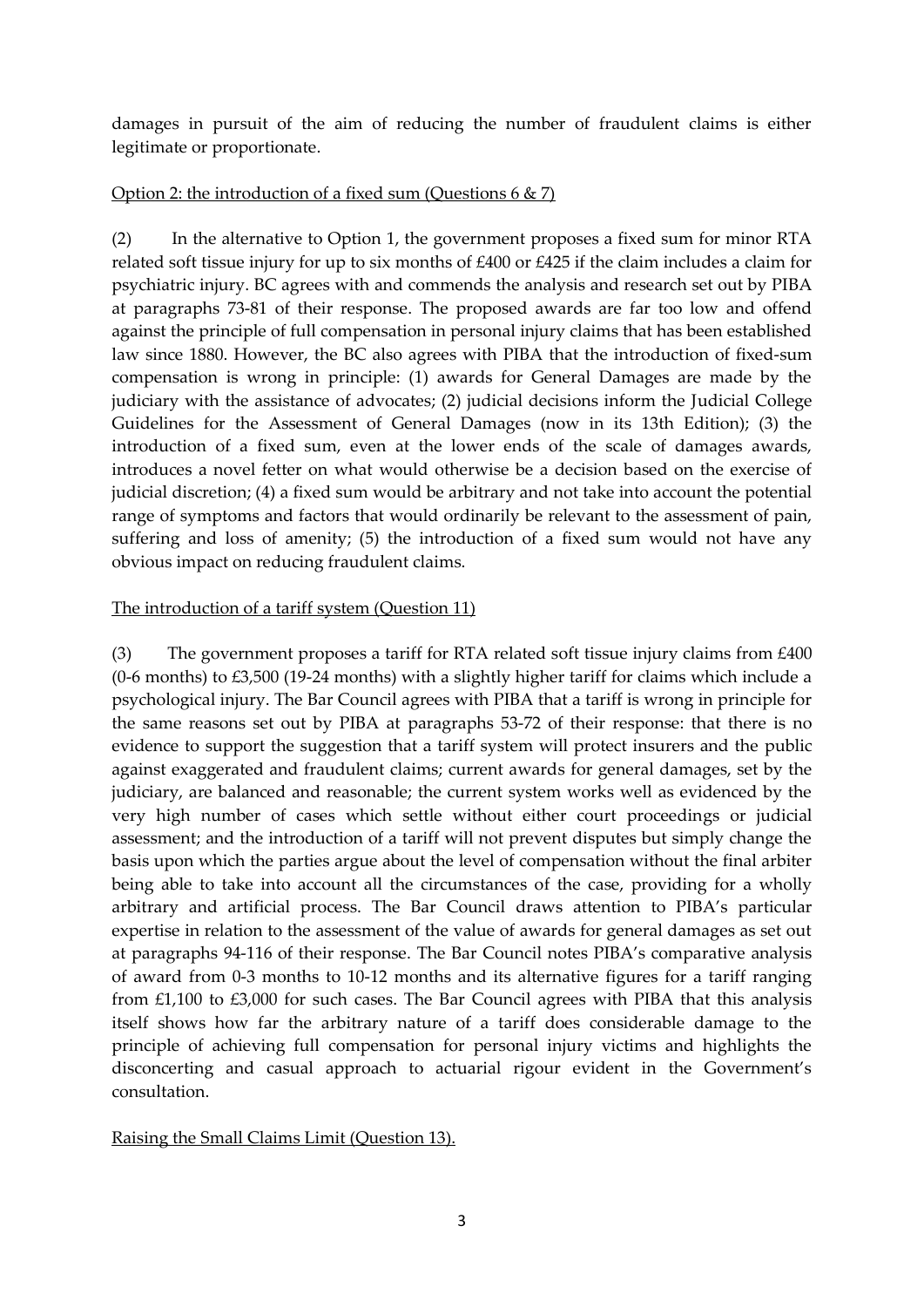damages in pursuit of the aim of reducing the number of fraudulent claims is either legitimate or proportionate.

<u>Option 2: the introduction of a fixed sum (Questions 6 & 7)</u>

(2) In the alternative to Option 1, the government proposes a fixed sum for minor RTA related soft tissue injury for up to six months of £400 or £425 if the claim includes a claim for psychiatric injury. BC agrees with and commends the analysis and research set out by PIBA at paragraphs 73-81 of their response. The proposed awards are far too low and offend against the principle of full compensation in personal injury claims that has been established law since 1880. However, the BC also agrees with PIBA that the introduction of fixed-sum compensation is wrong in principle: (1) awards for General Damages are made by the judiciary with the assistance of advocates; (2) judicial decisions inform the Judicial College Guidelines for the Assessment of General Damages (now in its 13th Edition); (3) the introduction of a fixed sum, even at the lower ends of the scale of damages awards, introduces a novel fetter on what would otherwise be a decision based on the exercise of judicial discretion; (4) a fixed sum would be arbitrary and not take into account the potential range of symptoms and factors that would ordinarily be relevant to the assessment of pain, suffering and loss of amenity; (5) the introduction of a fixed sum would not have any obvious impact on reducing fraudulent claims.

<u>The introduction of a tariff system (Question 11)</u>

(3) The government proposes a tariff for RTA related soft tissue injury claims from £400 (0-6 months) to £3,500 (19-24 months) with a slightly higher tariff for claims which include a psychological injury. The Bar Council agrees with PIBA that a tariff is wrong in principle for the same reasons set out by PIBA at paragraphs 53-72 of their response: that there is no evidence to support the suggestion that a tariff system will protect insurers and the public against exaggerated and fraudulent claims; current awards for general damages, set by the judiciary, are balanced and reasonable; the current system works well as evidenced by the very high number of cases which settle without either court proceedings or judicial assessment; and the introduction of a tariff will not prevent disputes but simply change the basis upon which the parties argue about the level of compensation without the final arbiter being able to take into account all the circumstances of the case, providing for a wholly arbitrary and artificial process. The Bar Council draws attention to PIBA's particular expertise in relation to the assessment of the value of awards for general damages as set out at paragraphs 94-116 of their response. The Bar Council notes PIBA's comparative analysis of award from 0-3 months to 10-12 months and its alternative figures for a tariff ranging from £1,100 to £3,000 for such cases. The Bar Council agrees with PIBA that this analysis itself shows how far the arbitrary nature of a tariff does considerable damage to the principle of achieving full compensation for personal injury victims and highlights the disconcerting and casual approach to actuarial rigour evident in the Government's consultation.

<u>Raising the Small Claims Limit (Question 13).</u>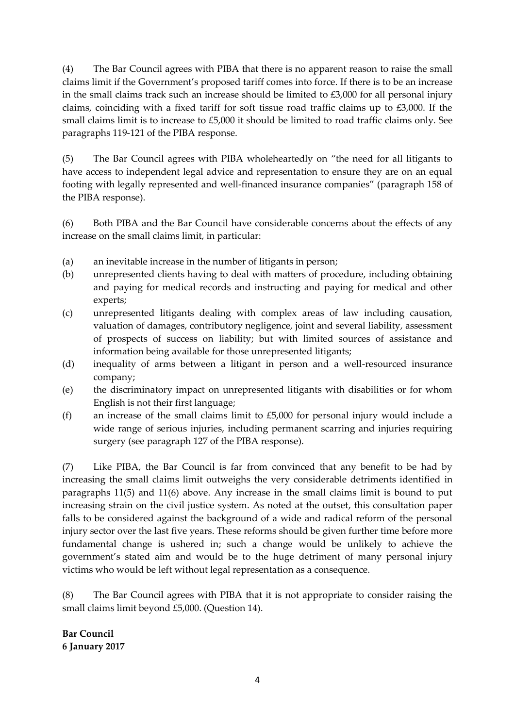(4) The Bar Council agrees with PIBA that there is no apparent reason to raise the small claims limit if the Government's proposed tariff comes into force. If there is to be an increase in the small claims track such an increase should be limited to £3,000 for all personal injury claims, coinciding with a fixed tariff for soft tissue road traffic claims up to £3,000. If the small claims limit is to increase to £5,000 it should be limited to road traffic claims only. See paragraphs 119-121 of the PIBA response.

(5) The Bar Council agrees with PIBA wholeheartedly on "the need for all litigants to have access to independent legal advice and representation to ensure they are on an equal footing with legally represented and well-financed insurance companies" (paragraph 158 of the PIBA response).

(6) Both PIBA and the Bar Council have considerable concerns about the effects of any increase on the small claims limit, in particular:

(a) an inevitable increase in the number of litigants in person;

(b) unrepresented clients having to deal with matters of procedure, including obtaining and paying for medical records and instructing and paying for medical and other experts;

(c) unrepresented litigants dealing with complex areas of law including causation, valuation of damages, contributory negligence, joint and several liability, assessment of prospects of success on liability; but with limited sources of assistance and information being available for those unrepresented litigants;

(d) inequality of arms between a litigant in person and a well-resourced insurance company;

(e) the discriminatory impact on unrepresented litigants with disabilities or for whom English is not their first language;

(f) an increase of the small claims limit to £5,000 for personal injury would include a wide range of serious injuries, including permanent scarring and injuries requiring surgery (see paragraph 127 of the PIBA response).

(7) Like PIBA, the Bar Council is far from convinced that any benefit to be had by increasing the small claims limit outweighs the very considerable detriments identified in paragraphs 11(5) and 11(6) above. Any increase in the small claims limit is bound to put increasing strain on the civil justice system. As noted at the outset, this consultation paper falls to be considered against the background of a wide and radical reform of the personal injury sector over the last five years. These reforms should be given further time before more fundamental change is ushered in; such a change would be unlikely to achieve the government's stated aim and would be to the huge detriment of many personal injury victims who would be left without legal representation as a consequence.

(8) The Bar Council agrees with PIBA that it is not appropriate to consider raising the small claims limit beyond £5,000. (Question 14).

**Bar Council**
**6 January 2017**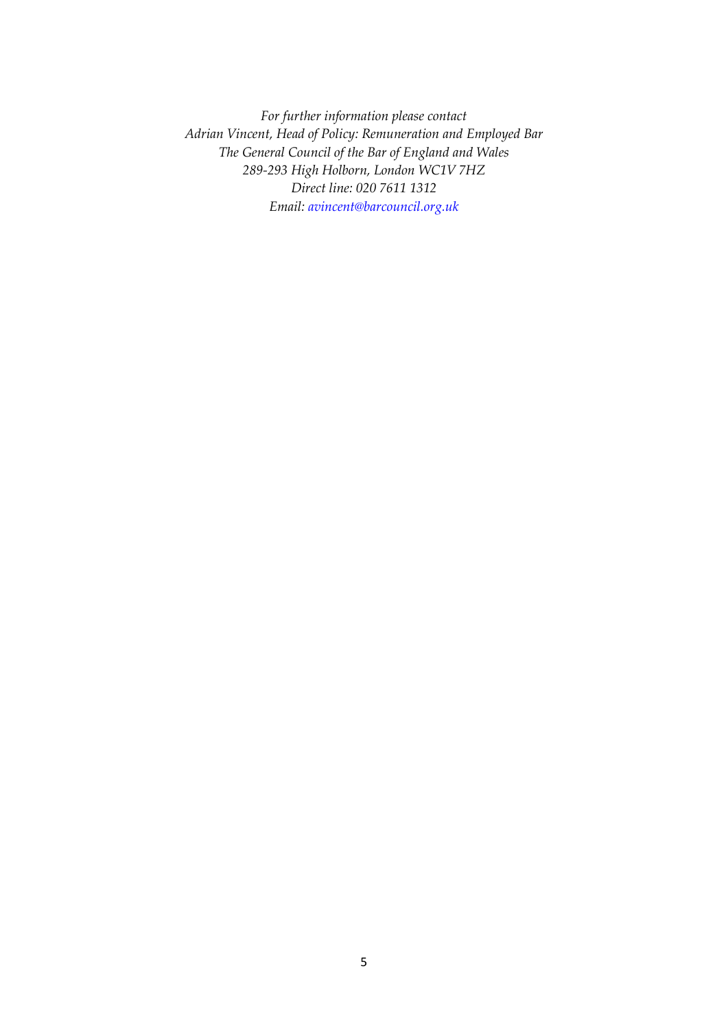*For further information please contact*
*Adrian Vincent, Head of Policy: Remuneration and Employed Bar*
*The General Council of the Bar of England and Wales*
*289-293 High Holborn, London WC1V 7HZ*
*Direct line: 020 7611 1312*
*Email: avincent@barcouncil.org.uk*